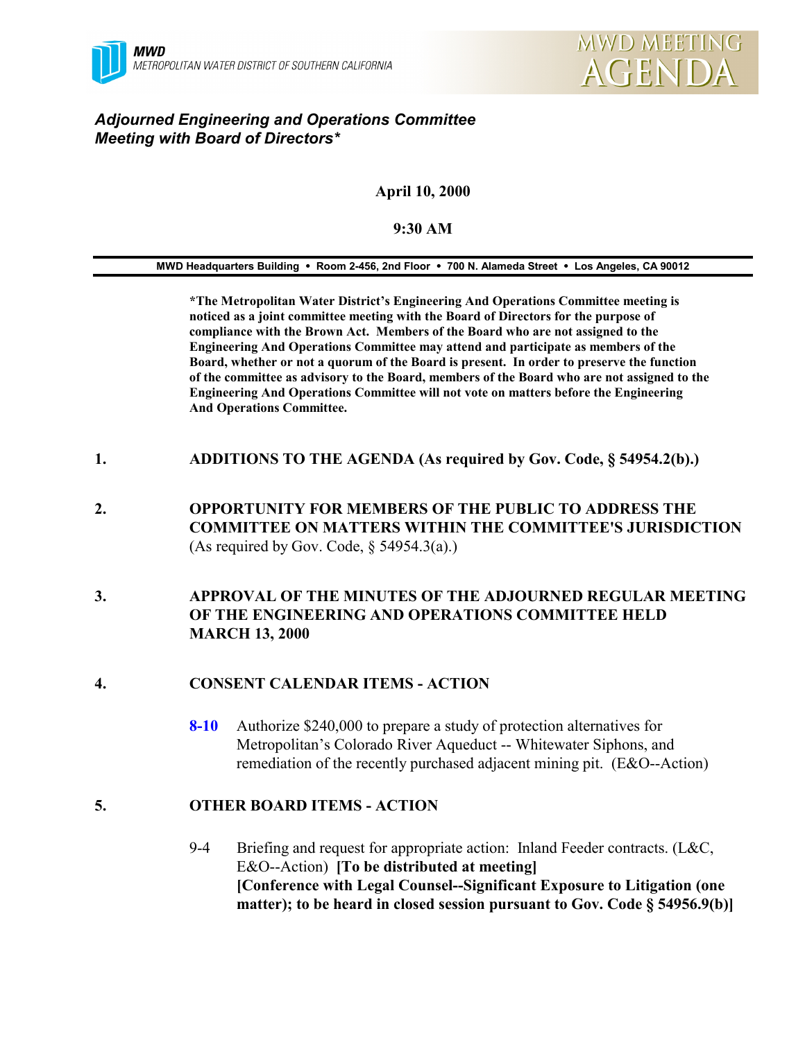**MWD**
METROPOLITAN WATER DISTRICT OF SOUTHERN CALIFORNIA

MWD MEETING AGENDA

# *Adjourned Engineering and Operations Committee Meeting with Board of Directors**

**April 10, 2000**

**9:30 AM**

**MWD Headquarters Building • Room 2-456, 2nd Floor • 700 N. Alameda Street • Los Angeles, CA 90012**

**\*The Metropolitan Water District's Engineering And Operations Committee meeting is noticed as a joint committee meeting with the Board of Directors for the purpose of compliance with the Brown Act. Members of the Board who are not assigned to the Engineering And Operations Committee may attend and participate as members of the Board, whether or not a quorum of the Board is present. In order to preserve the function of the committee as advisory to the Board, members of the Board who are not assigned to the Engineering And Operations Committee will not vote on matters before the Engineering And Operations Committee.**

**1. ADDITIONS TO THE AGENDA (As required by Gov. Code, § 54954.2(b).)**

**2. OPPORTUNITY FOR MEMBERS OF THE PUBLIC TO ADDRESS THE COMMITTEE ON MATTERS WITHIN THE COMMITTEE'S JURISDICTION** (As required by Gov. Code, § 54954.3(a).)

**3. APPROVAL OF THE MINUTES OF THE ADJOURNED REGULAR MEETING OF THE ENGINEERING AND OPERATIONS COMMITTEE HELD MARCH 13, 2000**

**4. CONSENT CALENDAR ITEMS - ACTION**

**8-10** Authorize $240,000 to prepare a study of protection alternatives for Metropolitan's Colorado River Aqueduct -- Whitewater Siphons, and remediation of the recently purchased adjacent mining pit. (E&O--Action)

**5. OTHER BOARD ITEMS - ACTION**

9-4 Briefing and request for appropriate action: Inland Feeder contracts. (L&C, E&O--Action) **[To be distributed at meeting]** **[Conference with Legal Counsel--Significant Exposure to Litigation (one matter); to be heard in closed session pursuant to Gov. Code § 54956.9(b)]**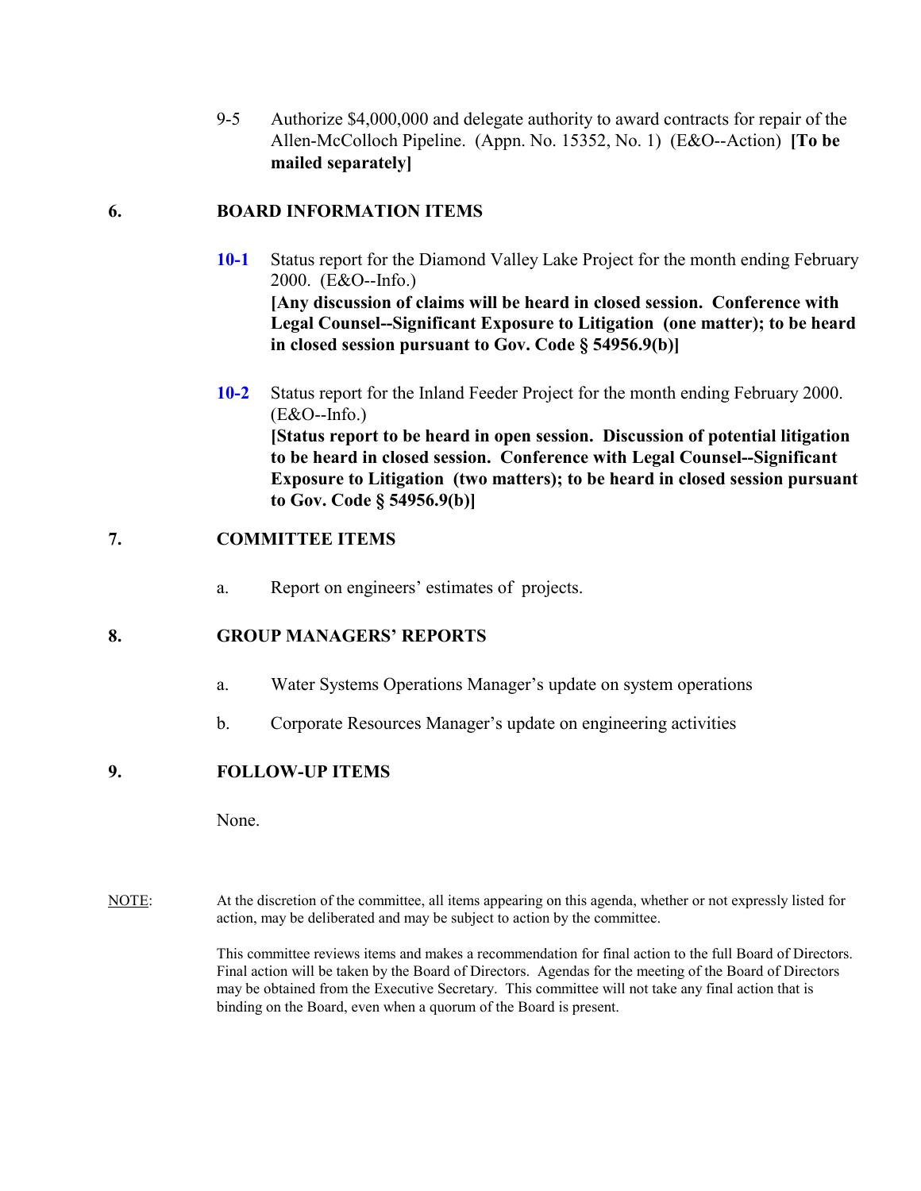9-5 Authorize $4,000,000 and delegate authority to award contracts for repair of the Allen-McColloch Pipeline. (Appn. No. 15352, No. 1) (E&O--Action) **[To be mailed separately]**

## 6. BOARD INFORMATION ITEMS

**10-1** Status report for the Diamond Valley Lake Project for the month ending February 2000. (E&O--Info.)
**[Any discussion of claims will be heard in closed session. Conference with Legal Counsel--Significant Exposure to Litigation (one matter); to be heard in closed session pursuant to Gov. Code § 54956.9(b)]**

**10-2** Status report for the Inland Feeder Project for the month ending February 2000. (E&O--Info.)
**[Status report to be heard in open session. Discussion of potential litigation to be heard in closed session. Conference with Legal Counsel--Significant Exposure to Litigation (two matters); to be heard in closed session pursuant to Gov. Code § 54956.9(b)]**

## 7. COMMITTEE ITEMS

a. Report on engineers' estimates of projects.

## 8. GROUP MANAGERS' REPORTS

a. Water Systems Operations Manager's update on system operations

b. Corporate Resources Manager's update on engineering activities

## 9. FOLLOW-UP ITEMS

None.

NOTE: At the discretion of the committee, all items appearing on this agenda, whether or not expressly listed for action, may be deliberated and may be subject to action by the committee.

This committee reviews items and makes a recommendation for final action to the full Board of Directors. Final action will be taken by the Board of Directors. Agendas for the meeting of the Board of Directors may be obtained from the Executive Secretary. This committee will not take any final action that is binding on the Board, even when a quorum of the Board is present.